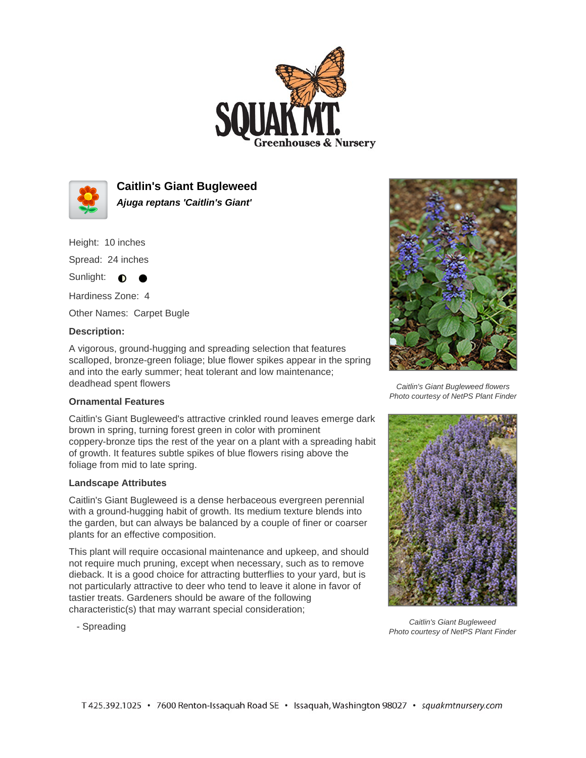# Caitlin's Giant Bugleweed

***Ajuga reptans 'Caitlin's Giant'***

Height: 10 inches

Spread: 24 inches

Sunlight: ◐ ●

Hardiness Zone: 4

Other Names: Carpet Bugle

**Description:**

A vigorous, ground-hugging and spreading selection that features scalloped, bronze-green foliage; blue flower spikes appear in the spring and into the early summer; heat tolerant and low maintenance; deadhead spent flowers

**Ornamental Features**

Caitlin's Giant Bugleweed's attractive crinkled round leaves emerge dark brown in spring, turning forest green in color with prominent coppery-bronze tips the rest of the year on a plant with a spreading habit of growth. It features subtle spikes of blue flowers rising above the foliage from mid to late spring.

**Landscape Attributes**

Caitlin's Giant Bugleweed is a dense herbaceous evergreen perennial with a ground-hugging habit of growth. Its medium texture blends into the garden, but can always be balanced by a couple of finer or coarser plants for an effective composition.

This plant will require occasional maintenance and upkeep, and should not require much pruning, except when necessary, such as to remove dieback. It is a good choice for attracting butterflies to your yard, but is not particularly attractive to deer who tend to leave it alone in favor of tastier treats. Gardeners should be aware of the following characteristic(s) that may warrant special consideration;

- Spreading

*Caitlin's Giant Bugleweed flowers*
*Photo courtesy of NetPS Plant Finder*

*Caitlin's Giant Bugleweed*
*Photo courtesy of NetPS Plant Finder*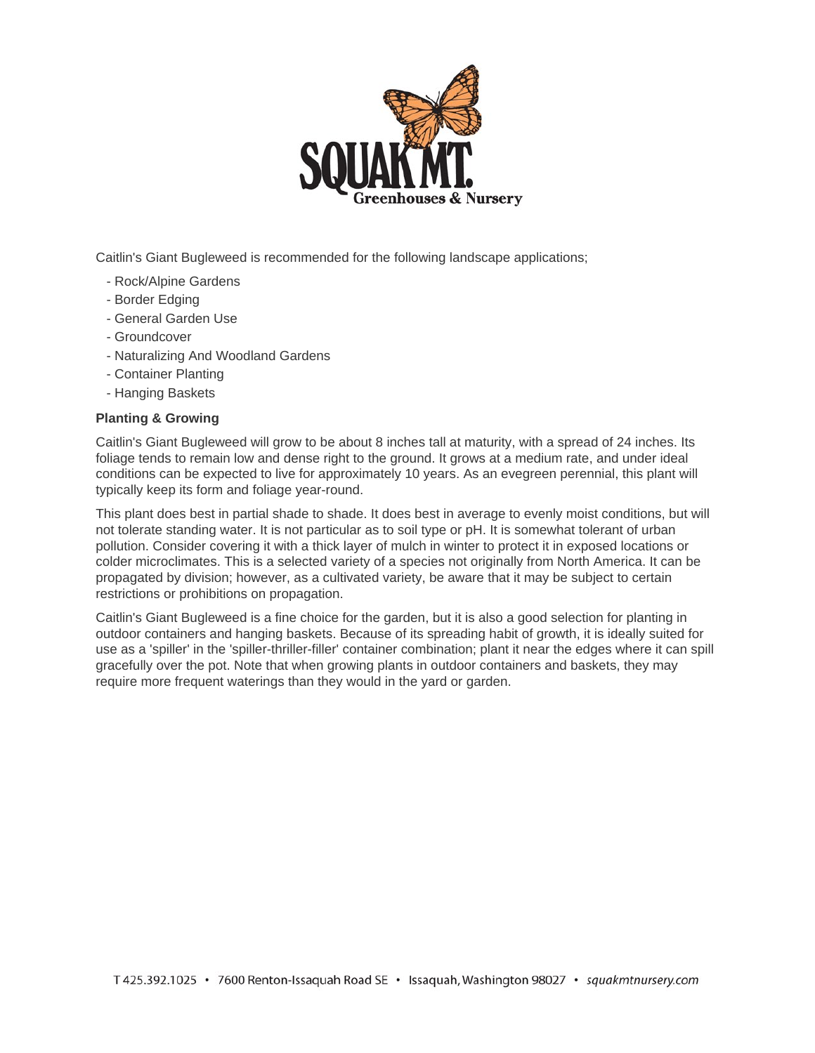Caitlin's Giant Bugleweed is recommended for the following landscape applications;

- Rock/Alpine Gardens
- Border Edging
- General Garden Use
- Groundcover
- Naturalizing And Woodland Gardens
- Container Planting
- Hanging Baskets

**Planting & Growing**

Caitlin's Giant Bugleweed will grow to be about 8 inches tall at maturity, with a spread of 24 inches. Its foliage tends to remain low and dense right to the ground. It grows at a medium rate, and under ideal conditions can be expected to live for approximately 10 years. As an evegreen perennial, this plant will typically keep its form and foliage year-round.

This plant does best in partial shade to shade. It does best in average to evenly moist conditions, but will not tolerate standing water. It is not particular as to soil type or pH. It is somewhat tolerant of urban pollution. Consider covering it with a thick layer of mulch in winter to protect it in exposed locations or colder microclimates. This is a selected variety of a species not originally from North America. It can be propagated by division; however, as a cultivated variety, be aware that it may be subject to certain restrictions or prohibitions on propagation.

Caitlin's Giant Bugleweed is a fine choice for the garden, but it is also a good selection for planting in outdoor containers and hanging baskets. Because of its spreading habit of growth, it is ideally suited for use as a 'spiller' in the 'spiller-thriller-filler' container combination; plant it near the edges where it can spill gracefully over the pot. Note that when growing plants in outdoor containers and baskets, they may require more frequent waterings than they would in the yard or garden.